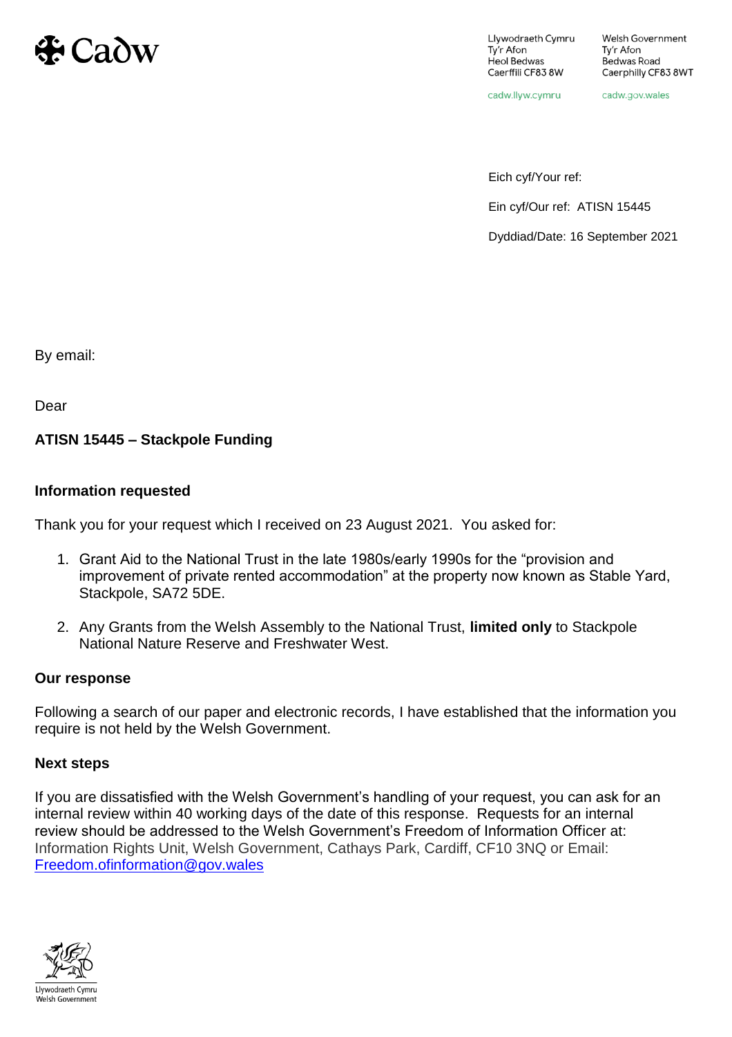Cadw

Llywodraeth Cymru
Tŷ'r Afon
Heol Bedwas
Caerffili CF83 8W

Welsh Government
Tŷ'r Afon
Bedwas Road
Caerphilly CF83 8WT

cadw.llyw.cymru

cadw.gov.wales

Eich cyf/Your ref:

Ein cyf/Our ref: ATISN 15445

Dyddiad/Date: 16 September 2021

By email:

Dear

**ATISN 15445 – Stackpole Funding**

## Information requested

Thank you for your request which I received on 23 August 2021. You asked for:

1. Grant Aid to the National Trust in the late 1980s/early 1990s for the "provision and improvement of private rented accommodation" at the property now known as Stable Yard, Stackpole, SA72 5DE.
2. Any Grants from the Welsh Assembly to the National Trust, **limited only** to Stackpole National Nature Reserve and Freshwater West.

## Our response

Following a search of our paper and electronic records, I have established that the information you require is not held by the Welsh Government.

## Next steps

If you are dissatisfied with the Welsh Government's handling of your request, you can ask for an internal review within 40 working days of the date of this response. Requests for an internal review should be addressed to the Welsh Government's Freedom of Information Officer at: Information Rights Unit, Welsh Government, Cathays Park, Cardiff, CF10 3NQ or Email: Freedom.ofinformation@gov.wales

Llywodraeth Cymru
Welsh Government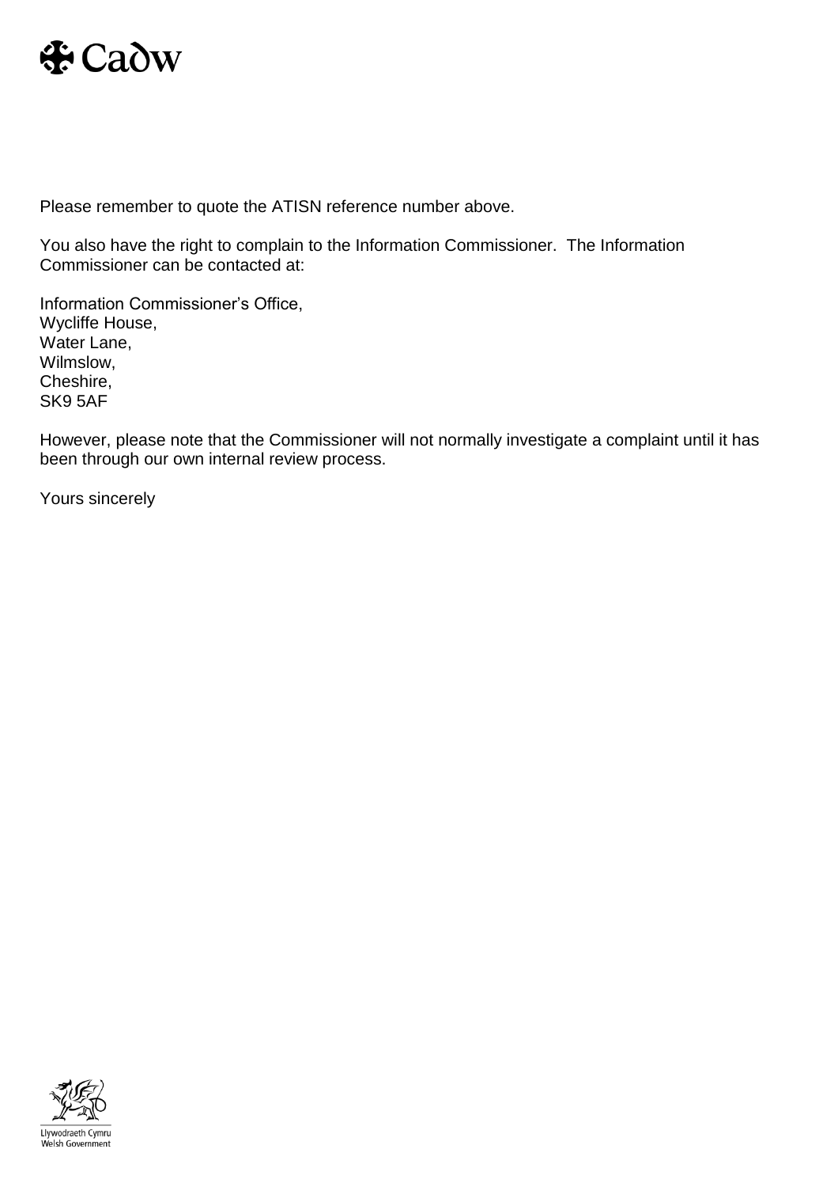Please remember to quote the ATISN reference number above.

You also have the right to complain to the Information Commissioner. The Information Commissioner can be contacted at:

Information Commissioner's Office,  
Wycliffe House,  
Water Lane,  
Wilmslow,  
Cheshire,  
SK9 5AF

However, please note that the Commissioner will not normally investigate a complaint until it has been through our own internal review process.

Yours sincerely